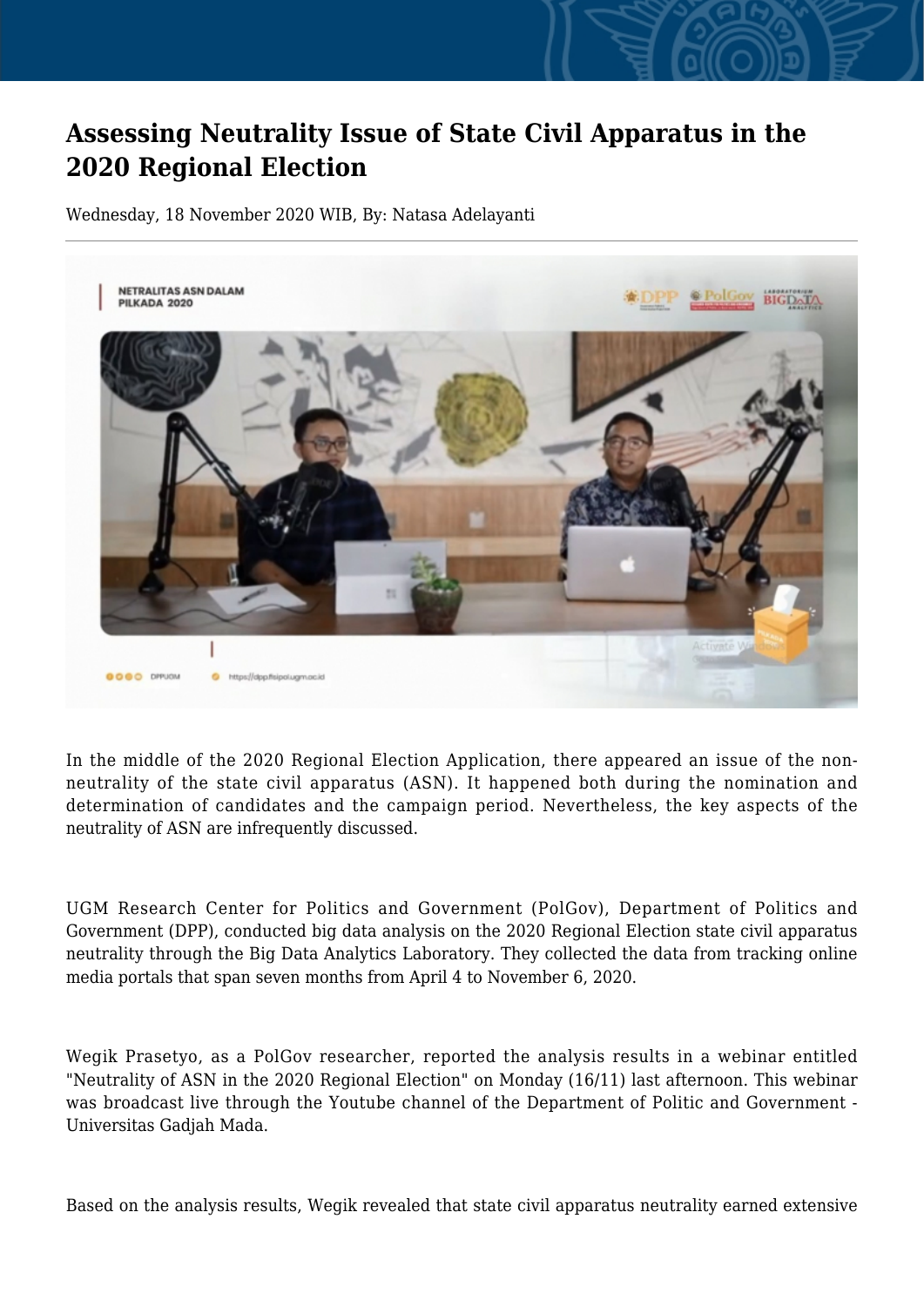# Assessing Neutrality Issue of State Civil Apparatus in the 2020 Regional Election

Wednesday, 18 November 2020 WIB, By: Natasa Adelayanti

In the middle of the 2020 Regional Election Application, there appeared an issue of the non-neutrality of the state civil apparatus (ASN). It happened both during the nomination and determination of candidates and the campaign period. Nevertheless, the key aspects of the neutrality of ASN are infrequently discussed.

UGM Research Center for Politics and Government (PolGov), Department of Politics and Government (DPP), conducted big data analysis on the 2020 Regional Election state civil apparatus neutrality through the Big Data Analytics Laboratory. They collected the data from tracking online media portals that span seven months from April 4 to November 6, 2020.

Wegik Prasetyo, as a PolGov researcher, reported the analysis results in a webinar entitled "Neutrality of ASN in the 2020 Regional Election" on Monday (16/11) last afternoon. This webinar was broadcast live through the Youtube channel of the Department of Politic and Government - Universitas Gadjah Mada.

Based on the analysis results, Wegik revealed that state civil apparatus neutrality earned extensive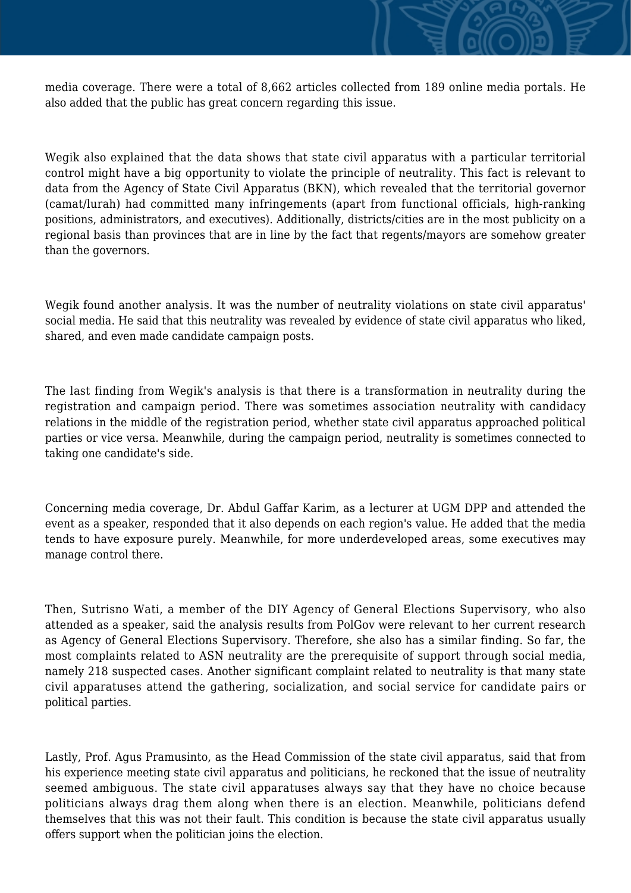media coverage. There were a total of 8,662 articles collected from 189 online media portals. He also added that the public has great concern regarding this issue.

Wegik also explained that the data shows that state civil apparatus with a particular territorial control might have a big opportunity to violate the principle of neutrality. This fact is relevant to data from the Agency of State Civil Apparatus (BKN), which revealed that the territorial governor (camat/lurah) had committed many infringements (apart from functional officials, high-ranking positions, administrators, and executives). Additionally, districts/cities are in the most publicity on a regional basis than provinces that are in line by the fact that regents/mayors are somehow greater than the governors.

Wegik found another analysis. It was the number of neutrality violations on state civil apparatus' social media. He said that this neutrality was revealed by evidence of state civil apparatus who liked, shared, and even made candidate campaign posts.

The last finding from Wegik's analysis is that there is a transformation in neutrality during the registration and campaign period. There was sometimes association neutrality with candidacy relations in the middle of the registration period, whether state civil apparatus approached political parties or vice versa. Meanwhile, during the campaign period, neutrality is sometimes connected to taking one candidate's side.

Concerning media coverage, Dr. Abdul Gaffar Karim, as a lecturer at UGM DPP and attended the event as a speaker, responded that it also depends on each region's value. He added that the media tends to have exposure purely. Meanwhile, for more underdeveloped areas, some executives may manage control there.

Then, Sutrisno Wati, a member of the DIY Agency of General Elections Supervisory, who also attended as a speaker, said the analysis results from PolGov were relevant to her current research as Agency of General Elections Supervisory. Therefore, she also has a similar finding. So far, the most complaints related to ASN neutrality are the prerequisite of support through social media, namely 218 suspected cases. Another significant complaint related to neutrality is that many state civil apparatuses attend the gathering, socialization, and social service for candidate pairs or political parties.

Lastly, Prof. Agus Pramusinto, as the Head Commission of the state civil apparatus, said that from his experience meeting state civil apparatus and politicians, he reckoned that the issue of neutrality seemed ambiguous. The state civil apparatuses always say that they have no choice because politicians always drag them along when there is an election. Meanwhile, politicians defend themselves that this was not their fault. This condition is because the state civil apparatus usually offers support when the politician joins the election.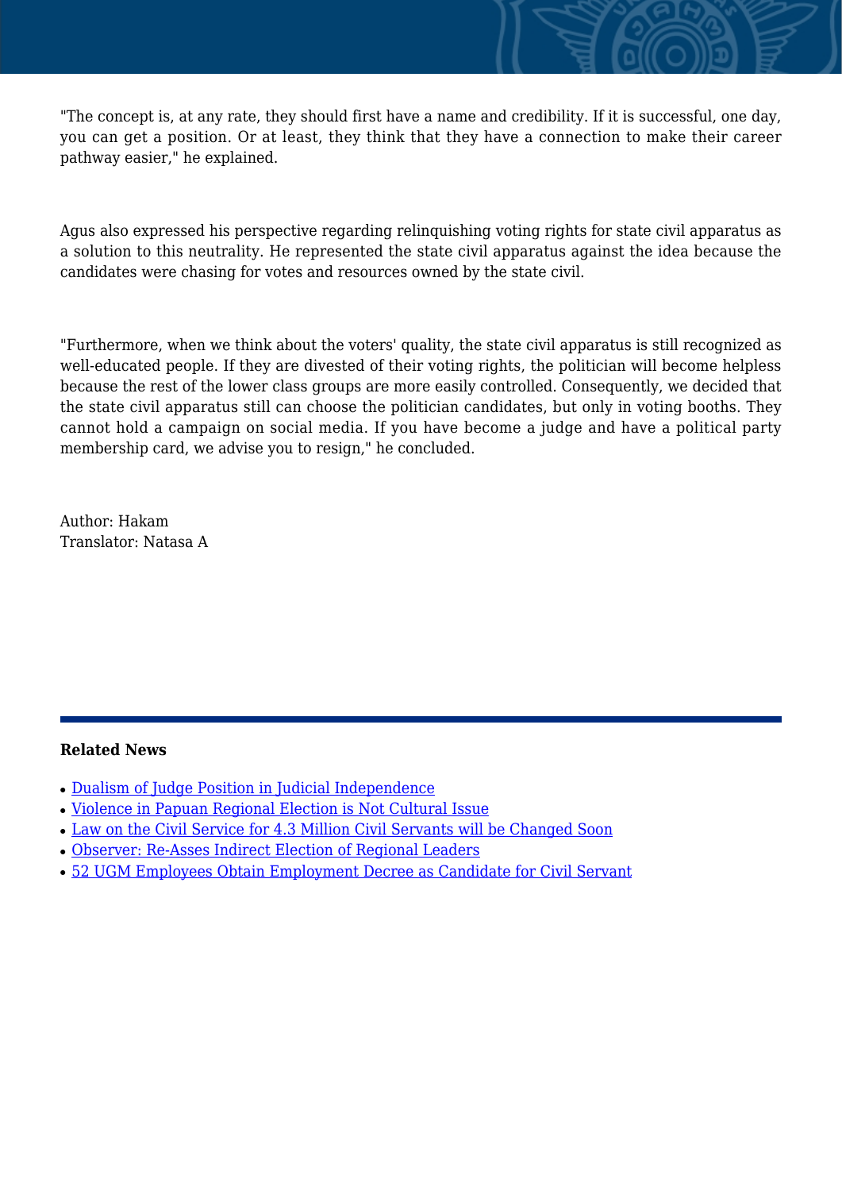"The concept is, at any rate, they should first have a name and credibility. If it is successful, one day, you can get a position. Or at least, they think that they have a connection to make their career pathway easier," he explained.

Agus also expressed his perspective regarding relinquishing voting rights for state civil apparatus as a solution to this neutrality. He represented the state civil apparatus against the idea because the candidates were chasing for votes and resources owned by the state civil.

"Furthermore, when we think about the voters' quality, the state civil apparatus is still recognized as well-educated people. If they are divested of their voting rights, the politician will become helpless because the rest of the lower class groups are more easily controlled. Consequently, we decided that the state civil apparatus still can choose the politician candidates, but only in voting booths. They cannot hold a campaign on social media. If you have become a judge and have a political party membership card, we advise you to resign," he concluded.

Author: Hakam
Translator: Natasa A

**Related News**

- Dualism of Judge Position in Judicial Independence
- Violence in Papuan Regional Election is Not Cultural Issue
- Law on the Civil Service for 4.3 Million Civil Servants will be Changed Soon
- Observer: Re-Asses Indirect Election of Regional Leaders
- 52 UGM Employees Obtain Employment Decree as Candidate for Civil Servant